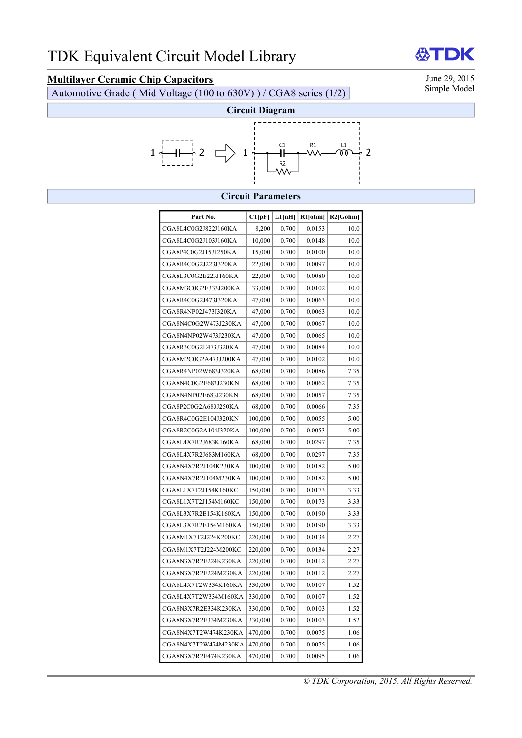# TDK Equivalent Circuit Model Library

TDK

## Multilayer Ceramic Chip Capacitors

June 29, 2015
Simple Model

Automotive Grade ( Mid Voltage (100 to 630V) ) / CGA8 series (1/2)

### Circuit Diagram

1 —||— 2 ⇨ 1 — C1 (with R2 in parallel) — R1 — L1 — 2

### Circuit Parameters

| Part No. | C1[pF] | L1[nH] | R1[ohm] | R2[Gohm] |
|---|---|---|---|---|
| CGA8L4C0G2J822J160KA | 8,200 | 0.700 | 0.0153 | 10.0 |
| CGA8L4C0G2J103J160KA | 10,000 | 0.700 | 0.0148 | 10.0 |
| CGA8P4C0G2J153J250KA | 15,000 | 0.700 | 0.0100 | 10.0 |
| CGA8R4C0G2J223J320KA | 22,000 | 0.700 | 0.0097 | 10.0 |
| CGA8L3C0G2E223J160KA | 22,000 | 0.700 | 0.0080 | 10.0 |
| CGA8M3C0G2E333J200KA | 33,000 | 0.700 | 0.0102 | 10.0 |
| CGA8R4C0G2J473J320KA | 47,000 | 0.700 | 0.0063 | 10.0 |
| CGA8R4NP02J473J320KA | 47,000 | 0.700 | 0.0063 | 10.0 |
| CGA8N4C0G2W473J230KA | 47,000 | 0.700 | 0.0067 | 10.0 |
| CGA8N4NP02W473J230KA | 47,000 | 0.700 | 0.0065 | 10.0 |
| CGA8R3C0G2E473J320KA | 47,000 | 0.700 | 0.0084 | 10.0 |
| CGA8M2C0G2A473J200KA | 47,000 | 0.700 | 0.0102 | 10.0 |
| CGA8R4NP02W683J320KA | 68,000 | 0.700 | 0.0086 | 7.35 |
| CGA8N4C0G2E683J230KN | 68,000 | 0.700 | 0.0062 | 7.35 |
| CGA8N4NP02E683J230KN | 68,000 | 0.700 | 0.0057 | 7.35 |
| CGA8P2C0G2A683J250KA | 68,000 | 0.700 | 0.0066 | 7.35 |
| CGA8R4C0G2E104J320KN | 100,000 | 0.700 | 0.0055 | 5.00 |
| CGA8R2C0G2A104J320KA | 100,000 | 0.700 | 0.0053 | 5.00 |
| CGA8L4X7R2J683K160KA | 68,000 | 0.700 | 0.0297 | 7.35 |
| CGA8L4X7R2J683M160KA | 68,000 | 0.700 | 0.0297 | 7.35 |
| CGA8N4X7R2J104K230KA | 100,000 | 0.700 | 0.0182 | 5.00 |
| CGA8N4X7R2J104M230KA | 100,000 | 0.700 | 0.0182 | 5.00 |
| CGA8L1X7T2J154K160KC | 150,000 | 0.700 | 0.0173 | 3.33 |
| CGA8L1X7T2J154M160KC | 150,000 | 0.700 | 0.0173 | 3.33 |
| CGA8L3X7R2E154K160KA | 150,000 | 0.700 | 0.0190 | 3.33 |
| CGA8L3X7R2E154M160KA | 150,000 | 0.700 | 0.0190 | 3.33 |
| CGA8M1X7T2J224K200KC | 220,000 | 0.700 | 0.0134 | 2.27 |
| CGA8M1X7T2J224M200KC | 220,000 | 0.700 | 0.0134 | 2.27 |
| CGA8N3X7R2E224K230KA | 220,000 | 0.700 | 0.0112 | 2.27 |
| CGA8N3X7R2E224M230KA | 220,000 | 0.700 | 0.0112 | 2.27 |
| CGA8L4X7T2W334K160KA | 330,000 | 0.700 | 0.0107 | 1.52 |
| CGA8L4X7T2W334M160KA | 330,000 | 0.700 | 0.0107 | 1.52 |
| CGA8N3X7R2E334K230KA | 330,000 | 0.700 | 0.0103 | 1.52 |
| CGA8N3X7R2E334M230KA | 330,000 | 0.700 | 0.0103 | 1.52 |
| CGA8N4X7T2W474K230KA | 470,000 | 0.700 | 0.0075 | 1.06 |
| CGA8N4X7T2W474M230KA | 470,000 | 0.700 | 0.0075 | 1.06 |
| CGA8N3X7R2E474K230KA | 470,000 | 0.700 | 0.0095 | 1.06 |

*© TDK Corporation, 2015. All Rights Reserved.*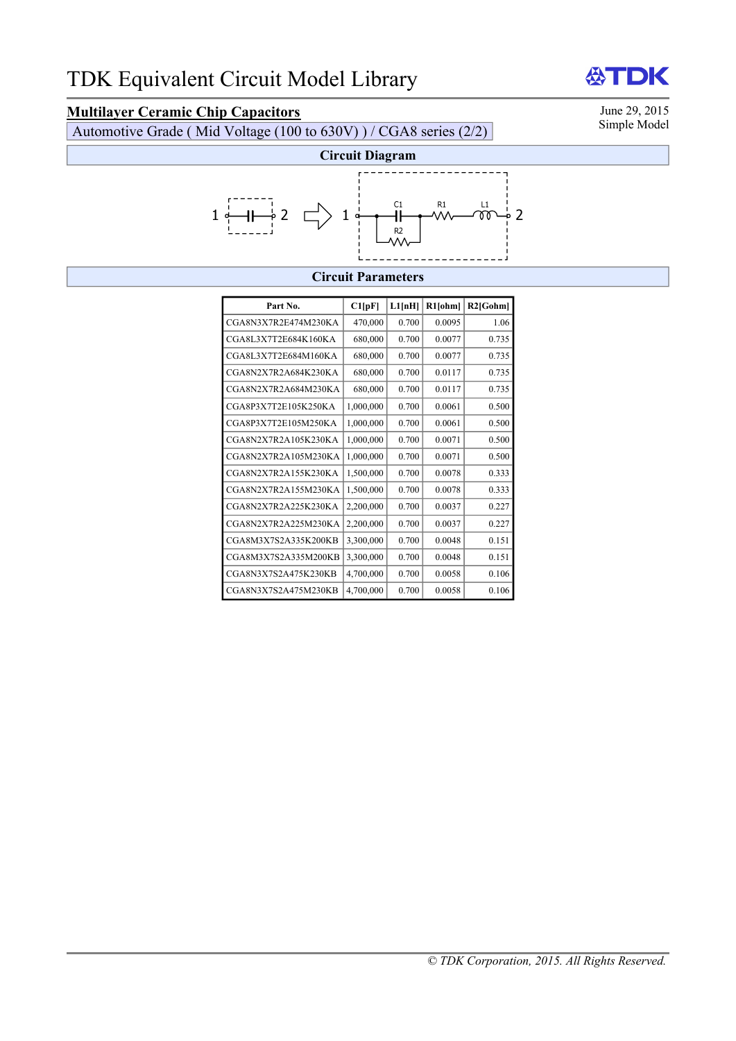# TDK Equivalent Circuit Model Library

June 29, 2015
Simple Model

## Multilayer Ceramic Chip Capacitors

Automotive Grade ( Mid Voltage (100 to 630V) ) / CGA8 series (2/2)

### Circuit Diagram

1 2 1 C1 R1 L1 2
R2

### Circuit Parameters

| Part No. | C1[pF] | L1[nH] | R1[ohm] | R2[Gohm] |
|---|---|---|---|---|
| CGA8N3X7R2E474M230KA | 470,000 | 0.700 | 0.0095 | 1.06 |
| CGA8L3X7T2E684K160KA | 680,000 | 0.700 | 0.0077 | 0.735 |
| CGA8L3X7T2E684M160KA | 680,000 | 0.700 | 0.0077 | 0.735 |
| CGA8N2X7R2A684K230KA | 680,000 | 0.700 | 0.0117 | 0.735 |
| CGA8N2X7R2A684M230KA | 680,000 | 0.700 | 0.0117 | 0.735 |
| CGA8P3X7T2E105K250KA | 1,000,000 | 0.700 | 0.0061 | 0.500 |
| CGA8P3X7T2E105M250KA | 1,000,000 | 0.700 | 0.0061 | 0.500 |
| CGA8N2X7R2A105K230KA | 1,000,000 | 0.700 | 0.0071 | 0.500 |
| CGA8N2X7R2A105M230KA | 1,000,000 | 0.700 | 0.0071 | 0.500 |
| CGA8N2X7R2A155K230KA | 1,500,000 | 0.700 | 0.0078 | 0.333 |
| CGA8N2X7R2A155M230KA | 1,500,000 | 0.700 | 0.0078 | 0.333 |
| CGA8N2X7R2A225K230KA | 2,200,000 | 0.700 | 0.0037 | 0.227 |
| CGA8N2X7R2A225M230KA | 2,200,000 | 0.700 | 0.0037 | 0.227 |
| CGA8M3X7S2A335K200KB | 3,300,000 | 0.700 | 0.0048 | 0.151 |
| CGA8M3X7S2A335M200KB | 3,300,000 | 0.700 | 0.0048 | 0.151 |
| CGA8N3X7S2A475K230KB | 4,700,000 | 0.700 | 0.0058 | 0.106 |
| CGA8N3X7S2A475M230KB | 4,700,000 | 0.700 | 0.0058 | 0.106 |

*© TDK Corporation, 2015. All Rights Reserved.*